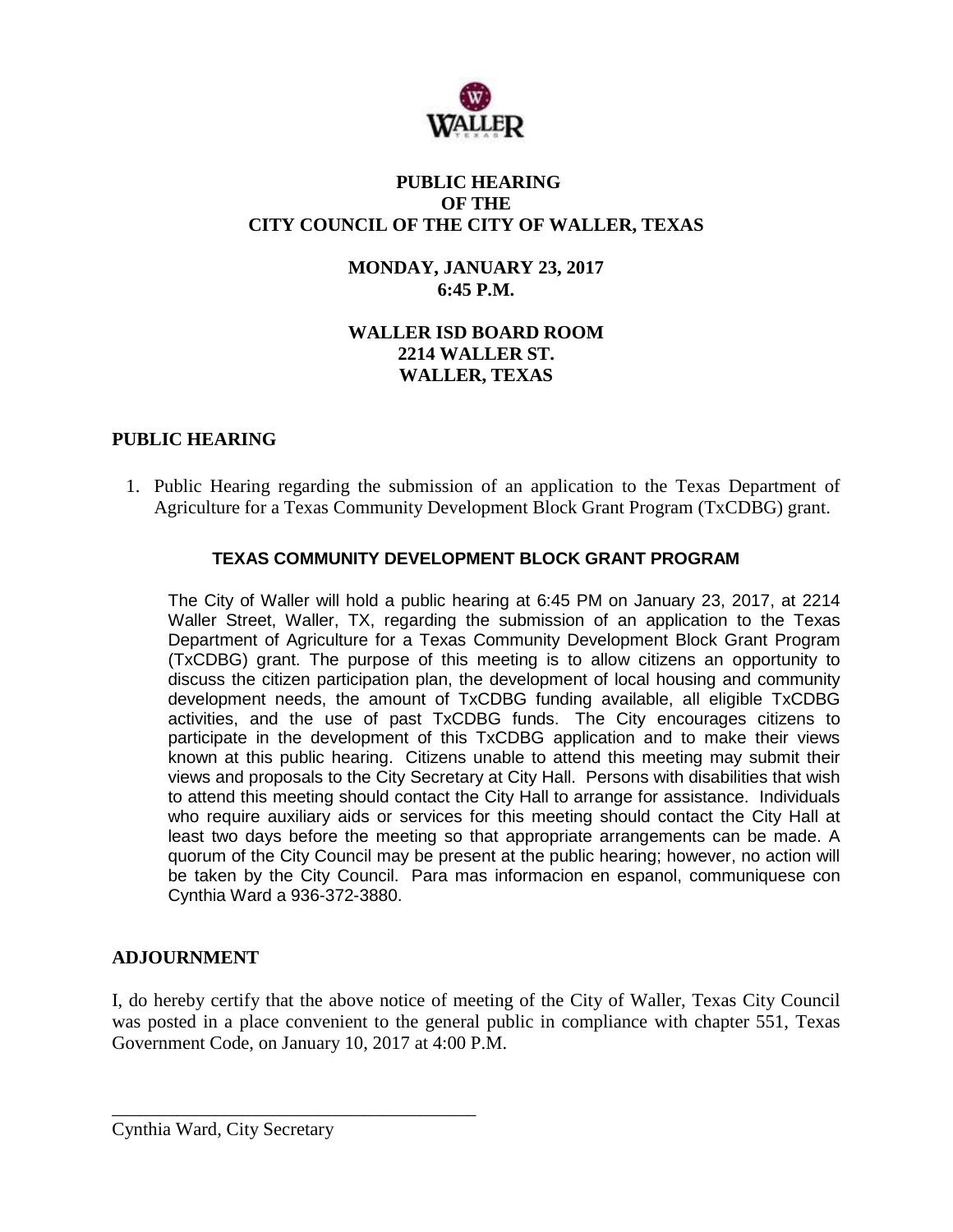# PUBLIC HEARING
# OF THE
# CITY COUNCIL OF THE CITY OF WALLER, TEXAS

## MONDAY, JANUARY 23, 2017
## 6:45 P.M.

## WALLER ISD BOARD ROOM
## 2214 WALLER ST.
## WALLER, TEXAS

## PUBLIC HEARING

1. Public Hearing regarding the submission of an application to the Texas Department of Agriculture for a Texas Community Development Block Grant Program (TxCDBG) grant.

### TEXAS COMMUNITY DEVELOPMENT BLOCK GRANT PROGRAM

The City of Waller will hold a public hearing at 6:45 PM on January 23, 2017, at 2214 Waller Street, Waller, TX, regarding the submission of an application to the Texas Department of Agriculture for a Texas Community Development Block Grant Program (TxCDBG) grant. The purpose of this meeting is to allow citizens an opportunity to discuss the citizen participation plan, the development of local housing and community development needs, the amount of TxCDBG funding available, all eligible TxCDBG activities, and the use of past TxCDBG funds. The City encourages citizens to participate in the development of this TxCDBG application and to make their views known at this public hearing. Citizens unable to attend this meeting may submit their views and proposals to the City Secretary at City Hall. Persons with disabilities that wish to attend this meeting should contact the City Hall to arrange for assistance. Individuals who require auxiliary aids or services for this meeting should contact the City Hall at least two days before the meeting so that appropriate arrangements can be made. A quorum of the City Council may be present at the public hearing; however, no action will be taken by the City Council. Para mas informacion en espanol, communiquese con Cynthia Ward a 936-372-3880.

## ADJOURNMENT

I, do hereby certify that the above notice of meeting of the City of Waller, Texas City Council was posted in a place convenient to the general public in compliance with chapter 551, Texas Government Code, on January 10, 2017 at 4:00 P.M.

\_\_\_\_\_\_\_\_\_\_\_\_\_\_\_\_\_\_\_\_\_\_\_\_\_\_\_\_\_\_\_\_\_\_\_\_\_\_\_\_

Cynthia Ward, City Secretary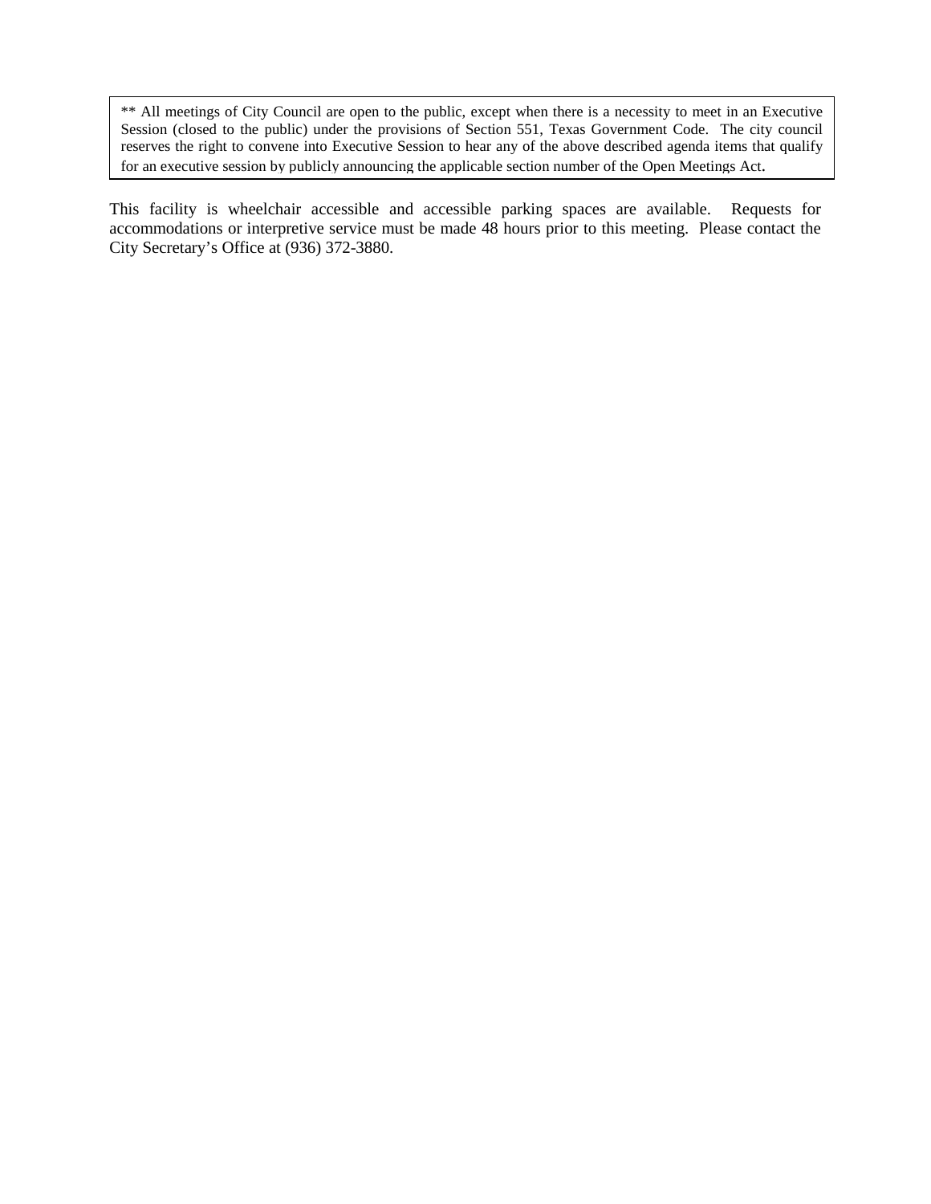** All meetings of City Council are open to the public, except when there is a necessity to meet in an Executive Session (closed to the public) under the provisions of Section 551, Texas Government Code. The city council reserves the right to convene into Executive Session to hear any of the above described agenda items that qualify for an executive session by publicly announcing the applicable section number of the Open Meetings Act.

This facility is wheelchair accessible and accessible parking spaces are available. Requests for accommodations or interpretive service must be made 48 hours prior to this meeting. Please contact the City Secretary's Office at (936) 372-3880.